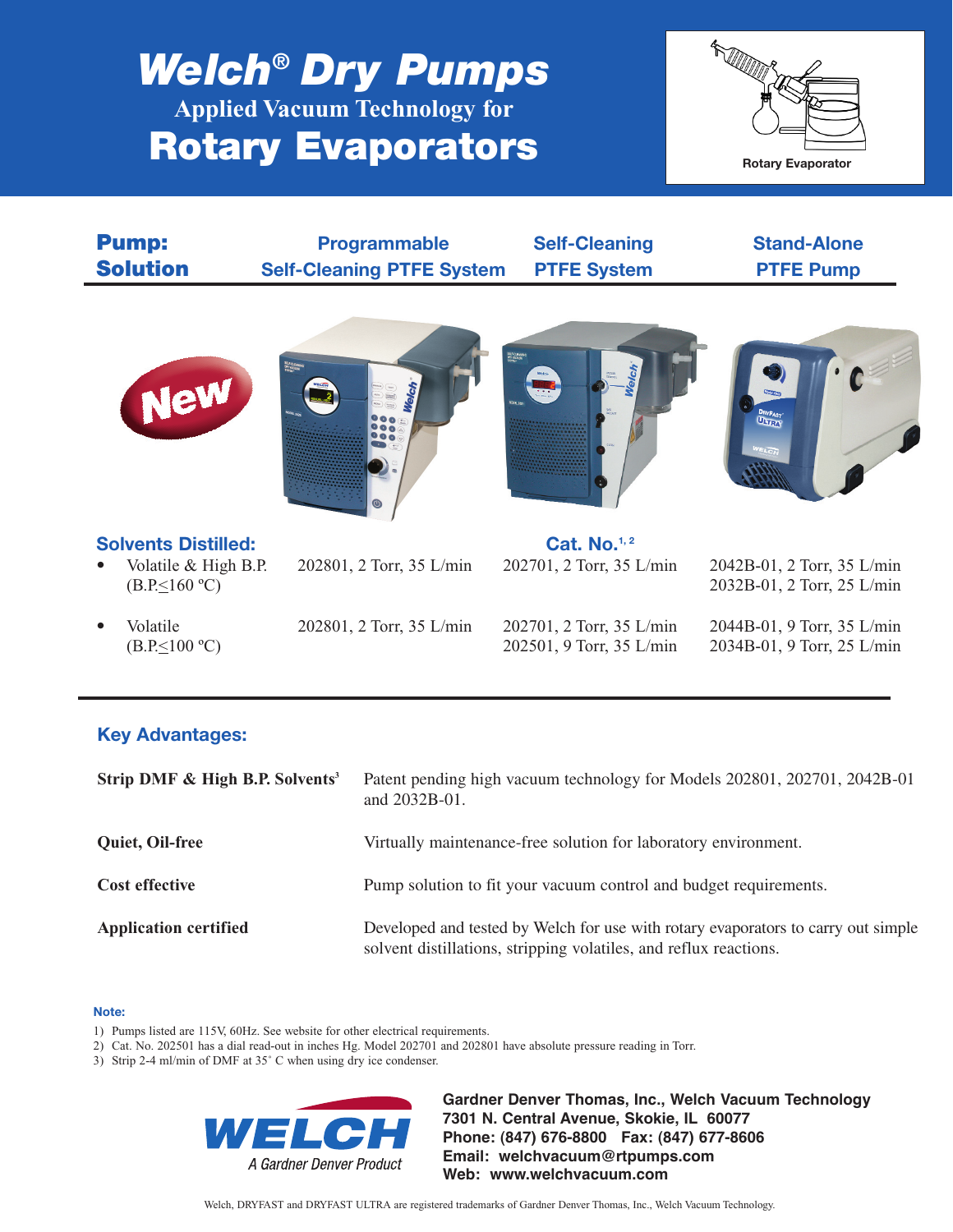# Welch® Dry Pumps

## Applied Vacuum Technology for

# Rotary Evaporators

Rotary Evaporator

| Pump: Solution | Programmable Self-Cleaning PTFE System | Self-Cleaning PTFE System | Stand-Alone PTFE Pump |
|---|---|---|---|
| New | | | |
| **Solvents Distilled:** | | **Cat. No.**[1, 2] | |
| • Volatile & High B.P. (B.P.≤160 ºC) | 202801, 2 Torr, 35 L/min | 202701, 2 Torr, 35 L/min | 2042B-01, 2 Torr, 35 L/min<br>2032B-01, 2 Torr, 25 L/min |
| • Volatile (B.P.≤100 ºC) | 202801, 2 Torr, 35 L/min | 202701, 2 Torr, 35 L/min<br>202501, 9 Torr, 35 L/min | 2044B-01, 9 Torr, 35 L/min<br>2034B-01, 9 Torr, 25 L/min |

## Key Advantages:

| | |
|---|---|
| **Strip DMF & High B.P. Solvents**[3] | Patent pending high vacuum technology for Models 202801, 202701, 2042B-01 and 2032B-01. |
| **Quiet, Oil-free** | Virtually maintenance-free solution for laboratory environment. |
| **Cost effective** | Pump solution to fit your vacuum control and budget requirements. |
| **Application certified** | Developed and tested by Welch for use with rotary evaporators to carry out simple solvent distillations, stripping volatiles, and reflux reactions. |

**Note:**

1) Pumps listed are 115V, 60Hz. See website for other electrical requirements.
2) Cat. No. 202501 has a dial read-out in inches Hg. Model 202701 and 202801 have absolute pressure reading in Torr.
3) Strip 2-4 ml/min of DMF at 35˚ C when using dry ice condenser.

WELCH
*A Gardner Denver Product*

**Gardner Denver Thomas, Inc., Welch Vacuum Technology**
**7301 N. Central Avenue, Skokie, IL 60077**
**Phone: (847) 676-8800 Fax: (847) 677-8606**
**Email: welchvacuum@rtpumps.com**
**Web: www.welchvacuum.com**

Welch, DRYFAST and DRYFAST ULTRA are registered trademarks of Gardner Denver Thomas, Inc., Welch Vacuum Technology.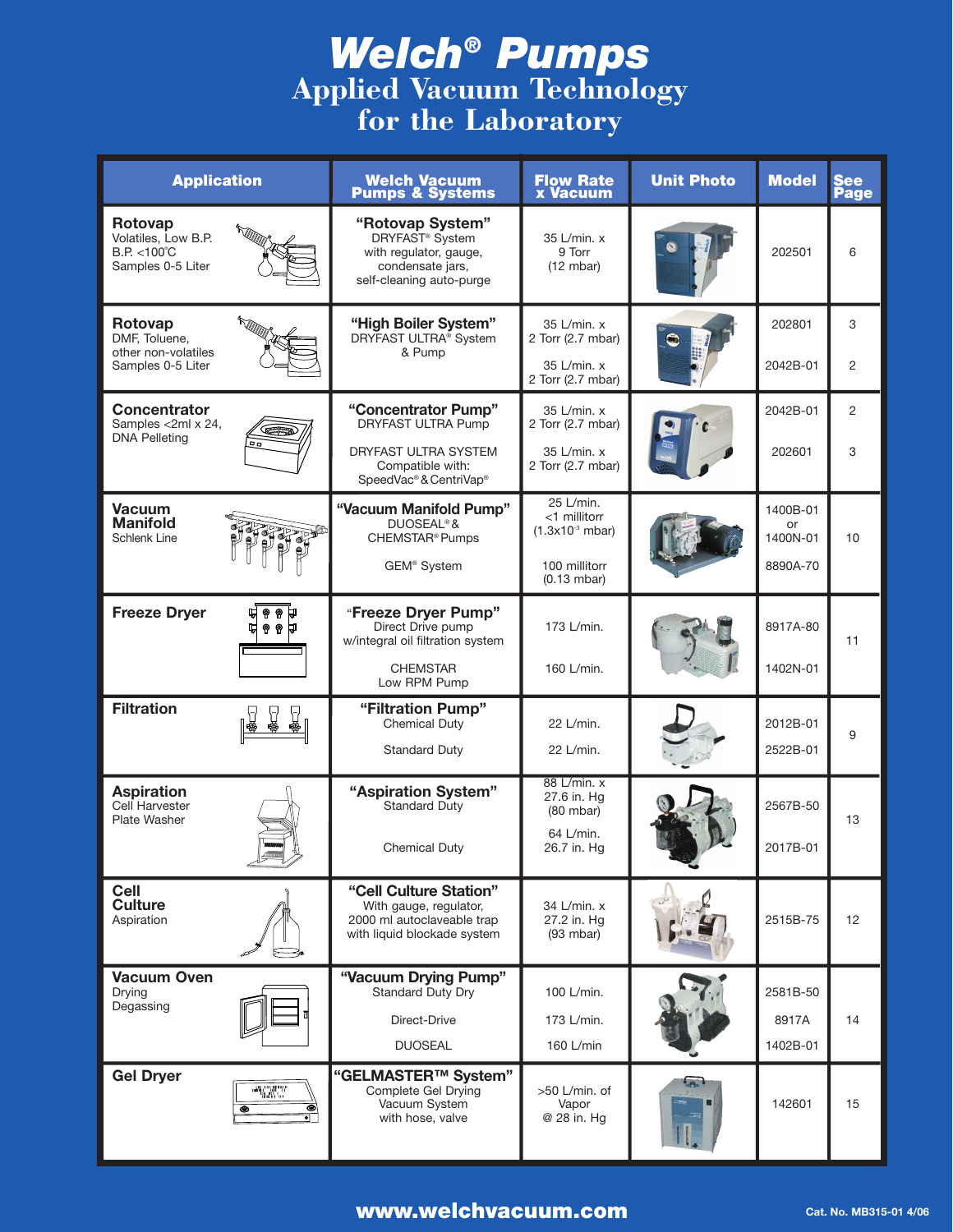# Welch® Pumps

## Applied Vacuum Technology for the Laboratory

| Application | Welch Vacuum Pumps & Systems | Flow Rate x Vacuum | Unit Photo | Model | See Page |
|---|---|---|---|---|---|
| **Rotovap** Volatiles, Low B.P. B.P. <100°C Samples 0-5 Liter | **"Rotovap System"** DRYFAST® System with regulator, gauge, condensate jars, self-cleaning auto-purge | 35 L/min. x 9 Torr (12 mbar) | | 202501 | 6 |
| **Rotovap** DMF, Toluene, other non-volatiles Samples 0-5 Liter | **"High Boiler System"** DRYFAST ULTRA® System & Pump | 35 L/min. x 2 Torr (2.7 mbar)<br>35 L/min. x 2 Torr (2.7 mbar) | | 202801<br>2042B-01 | 3<br>2 |
| **Concentrator** Samples <2ml x 24, DNA Pelleting | **"Concentrator Pump"** DRYFAST ULTRA Pump<br>DRYFAST ULTRA SYSTEM Compatible with: SpeedVac® & CentriVap® | 35 L/min. x 2 Torr (2.7 mbar)<br>35 L/min. x 2 Torr (2.7 mbar) | | 2042B-01<br>202601 | 2<br>3 |
| **Vacuum Manifold** Schlenk Line | **"Vacuum Manifold Pump"** DUOSEAL® & CHEMSTAR® Pumps<br>GEM® System | 25 L/min. <1 millitorr ($1.3x10^{-3}$ mbar)<br>100 millitorr (0.13 mbar) | | 1400B-01 or 1400N-01<br>8890A-70 | 10 |
| **Freeze Dryer** | **"Freeze Dryer Pump"** Direct Drive pump w/integral oil filtration system<br>CHEMSTAR Low RPM Pump | 173 L/min.<br>160 L/min. | | 8917A-80<br>1402N-01 | 11 |
| **Filtration** | **"Filtration Pump"** Chemical Duty<br>Standard Duty | 22 L/min.<br>22 L/min. | | 2012B-01<br>2522B-01 | 9 |
| **Aspiration** Cell Harvester Plate Washer | **"Aspiration System"** Standard Duty<br>Chemical Duty | 88 L/min. x 27.6 in. Hg (80 mbar)<br>64 L/min. 26.7 in. Hg | | 2567B-50<br>2017B-01 | 13 |
| **Cell Culture** Aspiration | **"Cell Culture Station"** With gauge, regulator, 2000 ml autoclaveable trap with liquid blockage system | 34 L/min. x 27.2 in. Hg (93 mbar) | | 2515B-75 | 12 |
| **Vacuum Oven** Drying Degassing | **"Vacuum Drying Pump"** Standard Duty Dry<br>Direct-Drive<br>DUOSEAL | 100 L/min.<br>173 L/min.<br>160 L/min | | 2581B-50<br>8917A<br>1402B-01 | 14 |
| **Gel Dryer** | **"GELMASTER™ System"** Complete Gel Drying Vacuum System with hose, valve | >50 L/min. of Vapor @ 28 in. Hg | | 142601 | 15 |

**www.welchvacuum.com**

Cat. No. MB315-01 4/06